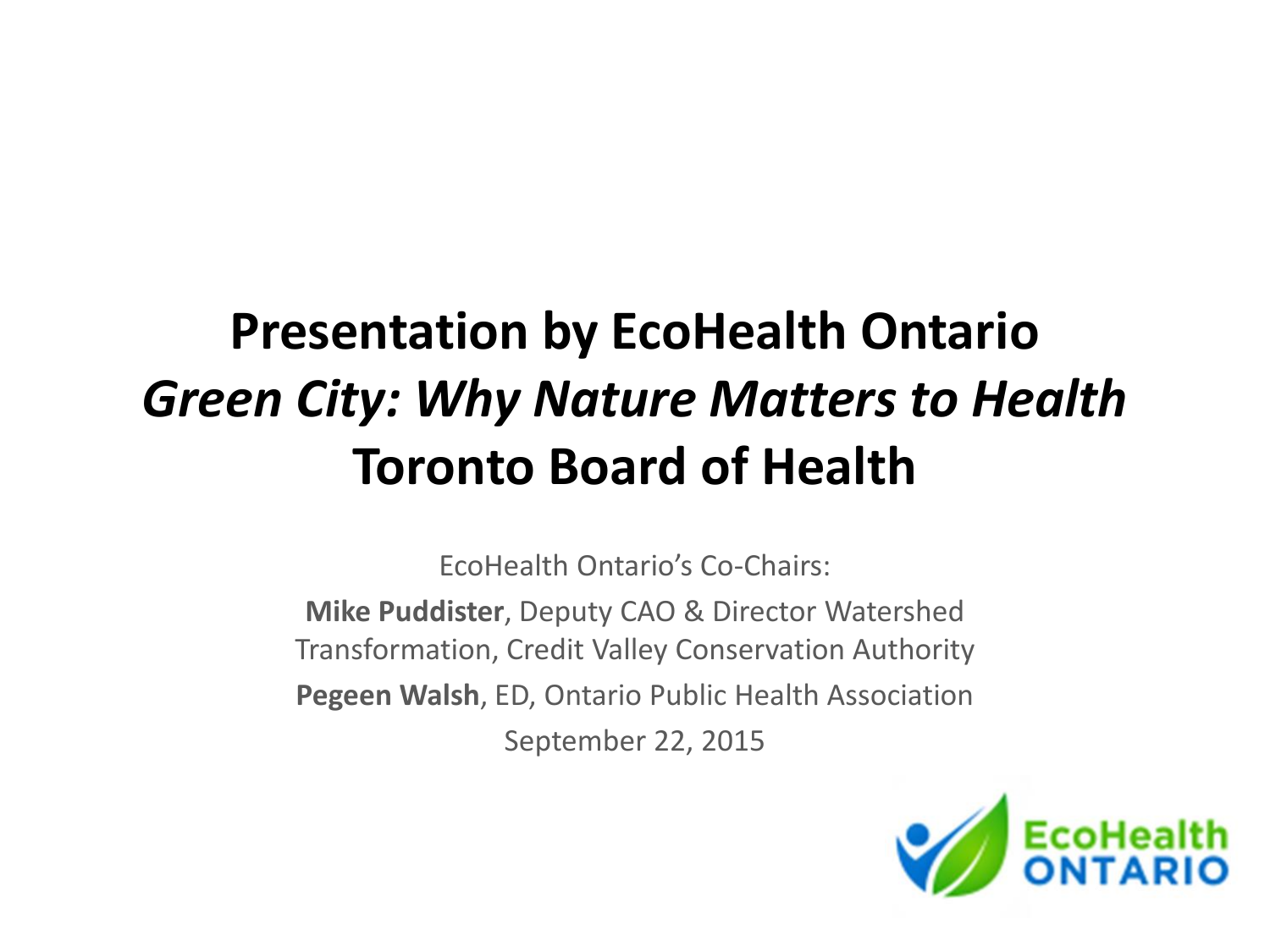# Presentation by EcoHealth Ontario
# *Green City: Why Nature Matters to Health*
# Toronto Board of Health

EcoHealth Ontario's Co-Chairs:

**Mike Puddister**, Deputy CAO & Director Watershed Transformation, Credit Valley Conservation Authority

**Pegeen Walsh**, ED, Ontario Public Health Association

September 22, 2015

EcoHealth ONTARIO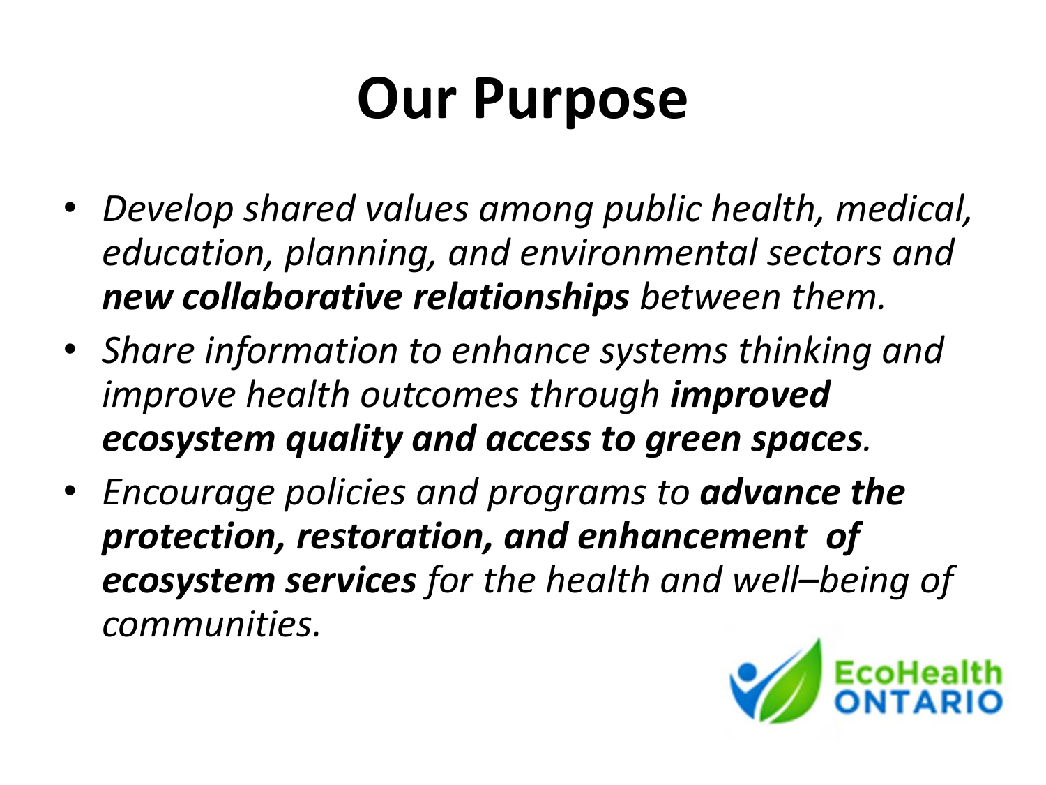# Our Purpose

- *Develop shared values among public health, medical, education, planning, and environmental sectors and **new collaborative relationships** between them.*
- *Share information to enhance systems thinking and improve health outcomes through **improved ecosystem quality and access to green spaces**.*
- *Encourage policies and programs to **advance the protection, restoration, and enhancement of ecosystem services** for the health and well–being of communities.*

EcoHealth ONTARIO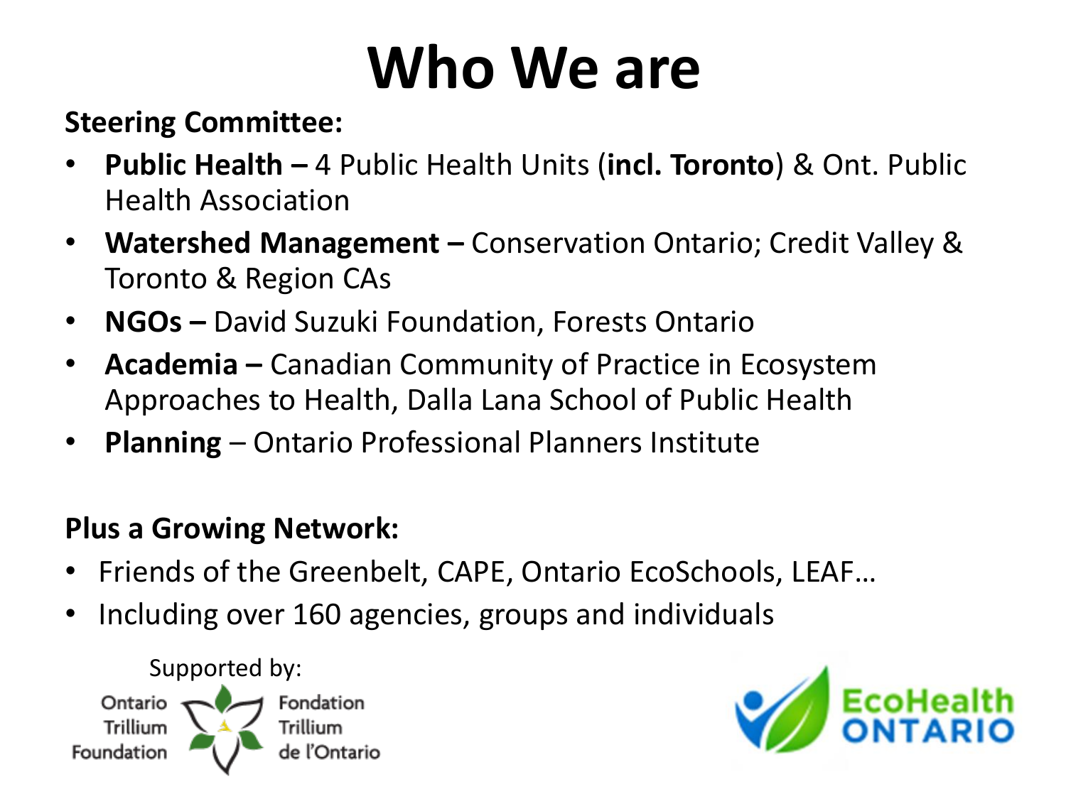# Who We are

**Steering Committee:**

- **Public Health –** 4 Public Health Units (**incl. Toronto**) & Ont. Public Health Association
- **Watershed Management –** Conservation Ontario; Credit Valley & Toronto & Region CAs
- **NGOs –** David Suzuki Foundation, Forests Ontario
- **Academia –** Canadian Community of Practice in Ecosystem Approaches to Health, Dalla Lana School of Public Health
- **Planning** – Ontario Professional Planners Institute

**Plus a Growing Network:**

- Friends of the Greenbelt, CAPE, Ontario EcoSchools, LEAF…
- Including over 160 agencies, groups and individuals

Supported by:

Ontario Trillium Foundation / Fondation Trillium de l'Ontario

EcoHealth ONTARIO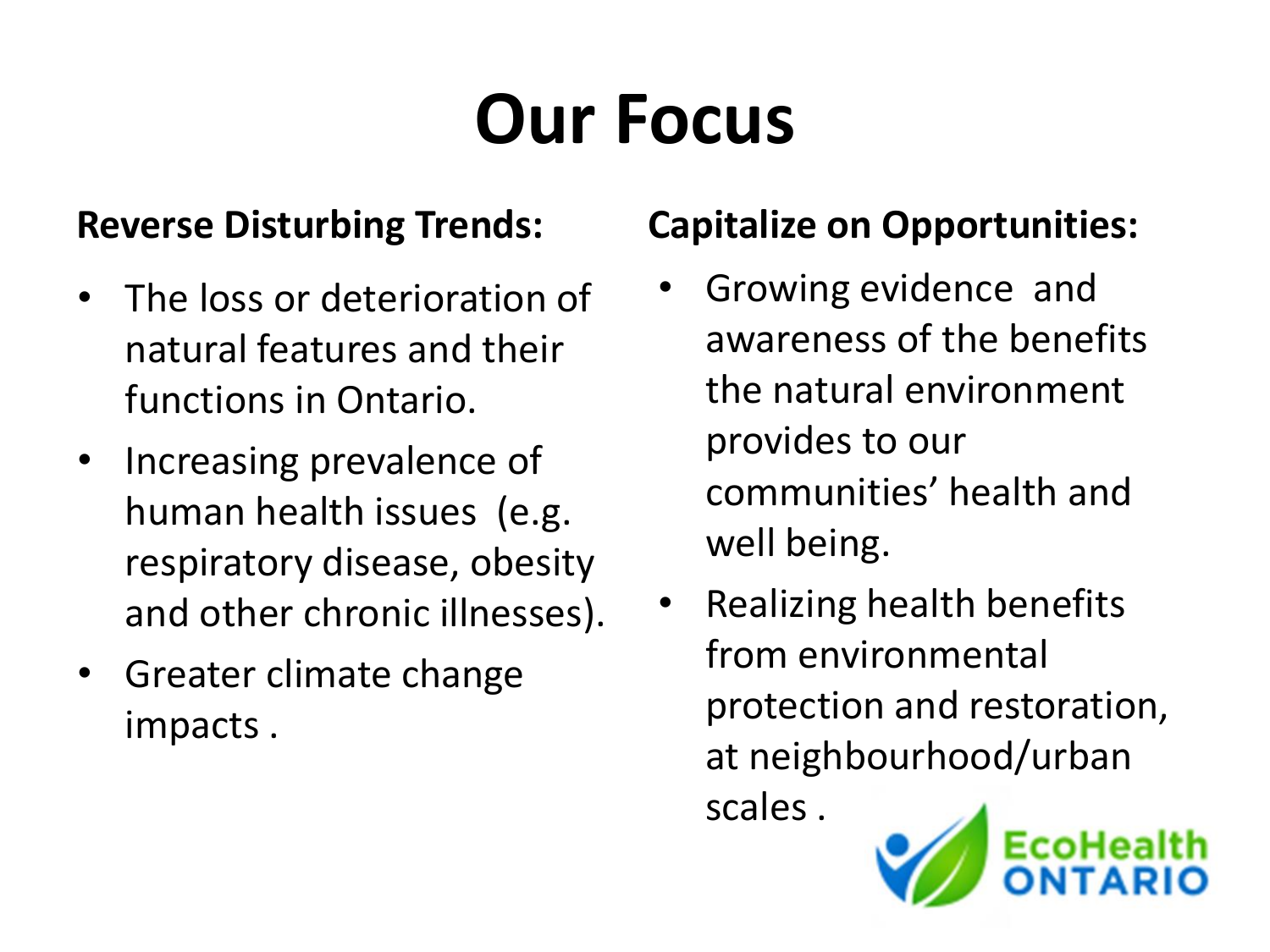# Our Focus

**Reverse Disturbing Trends:**

- The loss or deterioration of natural features and their functions in Ontario.
- Increasing prevalence of human health issues (e.g. respiratory disease, obesity and other chronic illnesses).
- Greater climate change impacts .

**Capitalize on Opportunities:**

- Growing evidence and awareness of the benefits the natural environment provides to our communities' health and well being.
- Realizing health benefits from environmental protection and restoration, at neighbourhood/urban scales .

EcoHealth ONTARIO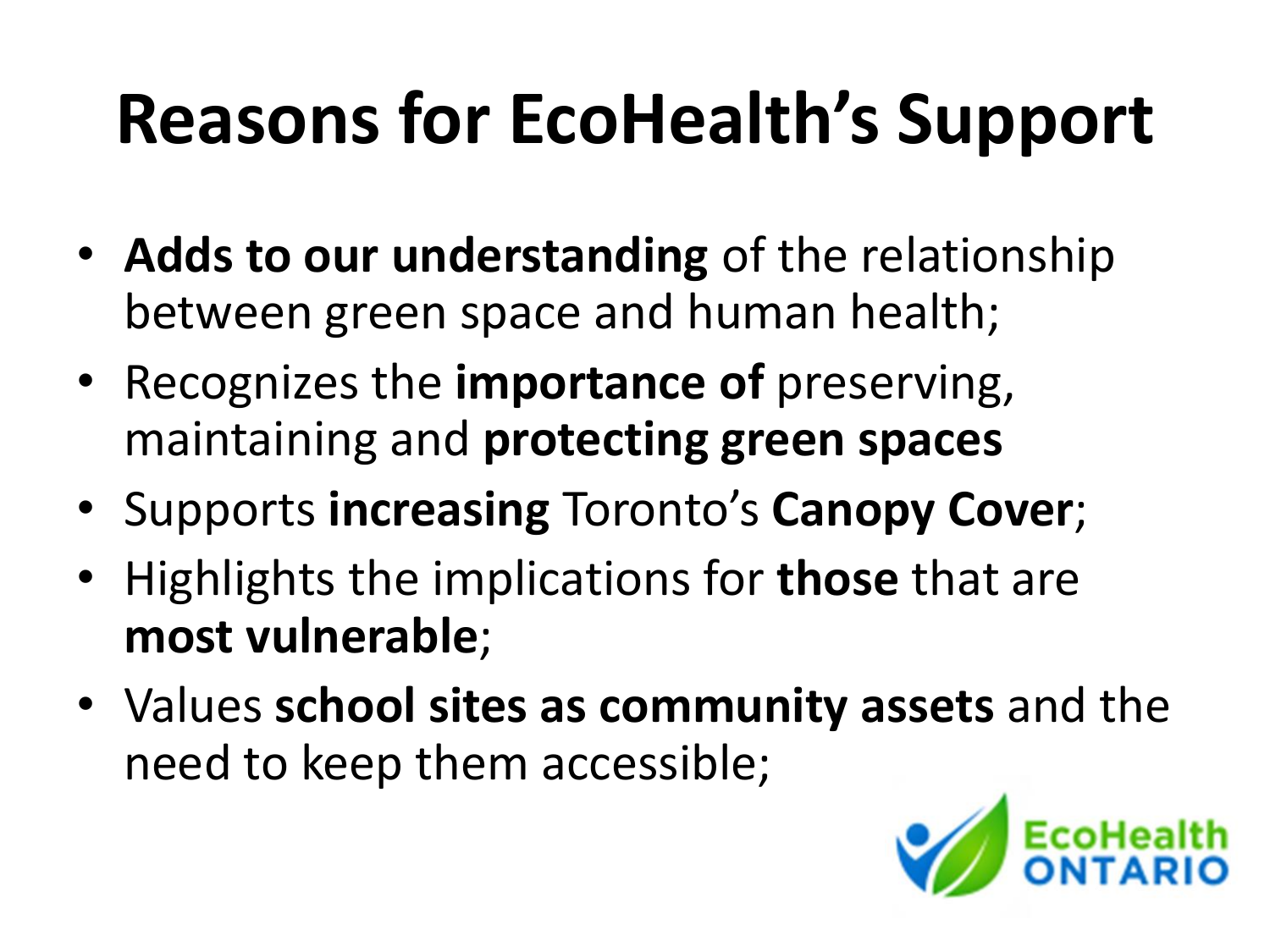# Reasons for EcoHealth's Support

- **Adds to our understanding** of the relationship between green space and human health;
- Recognizes the **importance of** preserving, maintaining and **protecting green spaces**
- Supports **increasing** Toronto's **Canopy Cover**;
- Highlights the implications for **those** that are **most vulnerable**;
- Values **school sites as community assets** and the need to keep them accessible;

EcoHealth ONTARIO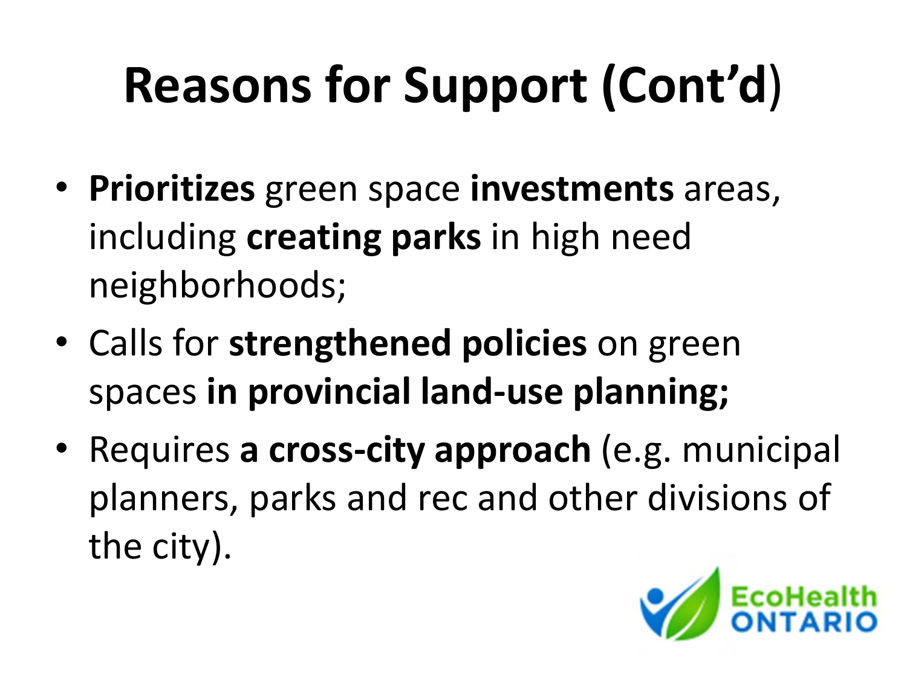# Reasons for Support (Cont'd)

- **Prioritizes** green space **investments** areas, including **creating parks** in high need neighborhoods;
- Calls for **strengthened policies** on green spaces **in provincial land-use planning;**
- Requires **a cross-city approach** (e.g. municipal planners, parks and rec and other divisions of the city).

EcoHealth ONTARIO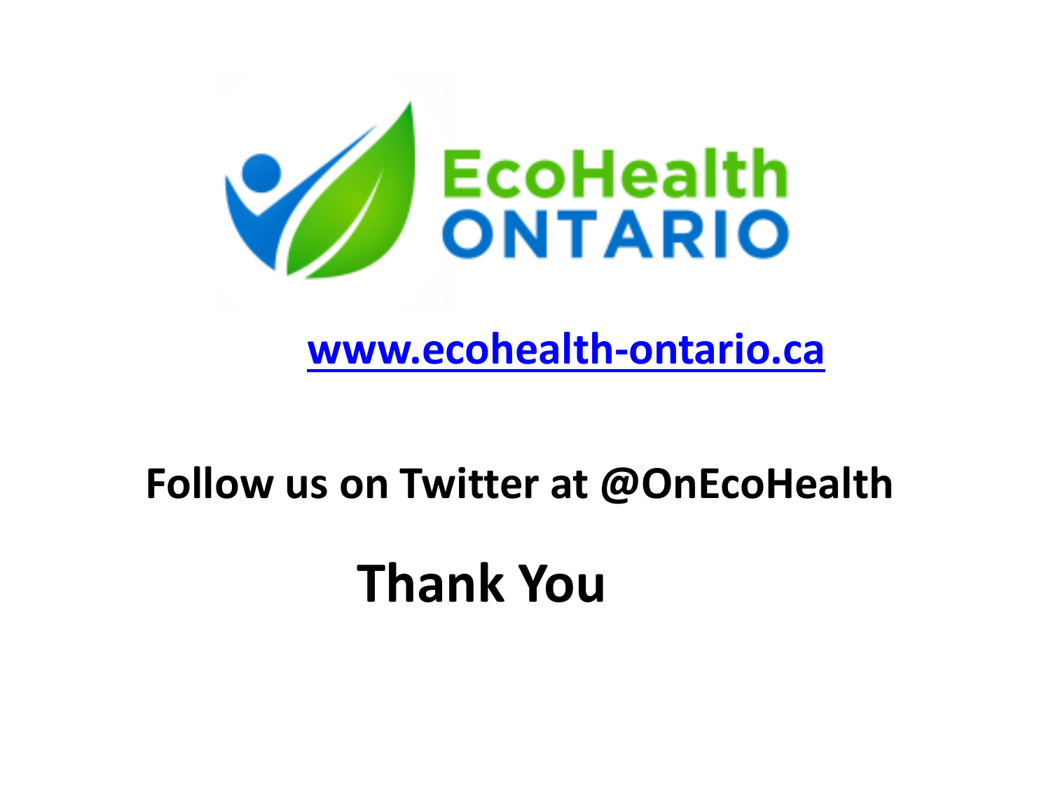EcoHealth
ONTARIO

[www.ecohealth-ontario.ca](http://www.ecohealth-ontario.ca)

**Follow us on Twitter at @OnEcoHealth**

# Thank You